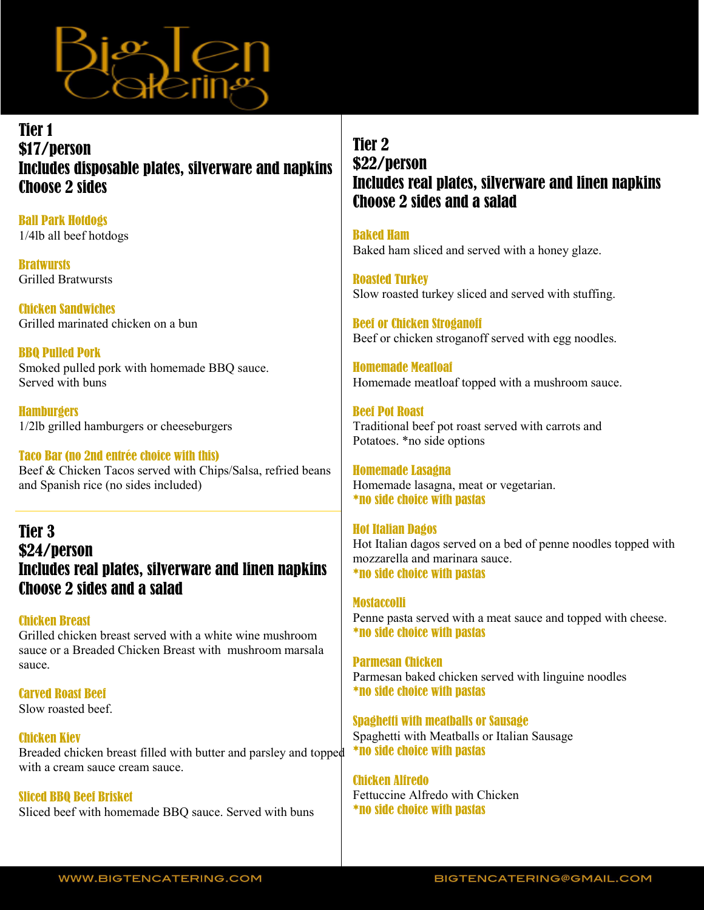# Big Ten Catering

## Tier 1
## $17/person
## Includes disposable plates, silverware and napkins
## Choose 2 sides

**Ball Park Hotdogs**
1/4lb all beef hotdogs

**Bratwursts**
Grilled Bratwursts

**Chicken Sandwiches**
Grilled marinated chicken on a bun

**BBQ Pulled Pork**
Smoked pulled pork with homemade BBQ sauce.
Served with buns

**Hamburgers**
1/2lb grilled hamburgers or cheeseburgers

**Taco Bar (no 2nd entrée choice with this)**
Beef & Chicken Tacos served with Chips/Salsa, refried beans and Spanish rice (no sides included)

## Tier 3
## $24/person
## Includes real plates, silverware and linen napkins
## Choose 2 sides and a salad

**Chicken Breast**
Grilled chicken breast served with a white wine mushroom sauce or a Breaded Chicken Breast with mushroom marsala sauce.

**Carved Roast Beef**
Slow roasted beef.

**Chicken Kiev**
Breaded chicken breast filled with butter and parsley and topped with a cream sauce cream sauce.

**Sliced BBQ Beef Brisket**
Sliced beef with homemade BBQ sauce. Served with buns

## Tier 2
## $22/person
## Includes real plates, silverware and linen napkins
## Choose 2 sides and a salad

**Baked Ham**
Baked ham sliced and served with a honey glaze.

**Roasted Turkey**
Slow roasted turkey sliced and served with stuffing.

**Beef or Chicken Stroganoff**
Beef or chicken stroganoff served with egg noodles.

**Homemade Meatloaf**
Homemade meatloaf topped with a mushroom sauce.

**Beef Pot Roast**
Traditional beef pot roast served with carrots and Potatoes. *no side options

**Homemade Lasagna**
Homemade lasagna, meat or vegetarian.
**\*no side choice with pastas**

**Hot Italian Dagos**
Hot Italian dagos served on a bed of penne noodles topped with mozzarella and marinara sauce.
**\*no side choice with pastas**

**Mostaccolli**
Penne pasta served with a meat sauce and topped with cheese.
**\*no side choice with pastas**

**Parmesan Chicken**
Parmesan baked chicken served with linguine noodles
**\*no side choice with pastas**

**Spaghetti with meatballs or Sausage**
Spaghetti with Meatballs or Italian Sausage
**\*no side choice with pastas**

**Chicken Alfredo**
Fettuccine Alfredo with Chicken
**\*no side choice with pastas**

WWW.BIGTENCATERING.COM    BIGTENCATERING@GMAIL.COM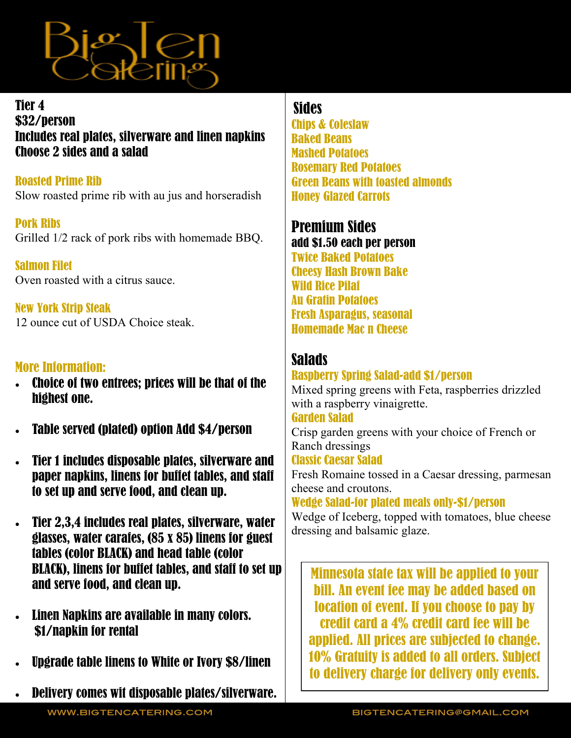# Big Ten Catering

## Tier 4
**$32/person**
**Includes real plates, silverware and linen napkins**
**Choose 2 sides and a salad**

### Roasted Prime Rib
Slow roasted prime rib with au jus and horseradish

### Pork Ribs
Grilled 1/2 rack of pork ribs with homemade BBQ.

### Salmon Filet
Oven roasted with a citrus sauce.

### New York Strip Steak
12 ounce cut of USDA Choice steak.

### More Information:

- **Choice of two entrees; prices will be that of the highest one.**
- **Table served (plated) option Add $4/person**
- **Tier 1 includes disposable plates, silverware and paper napkins, linens for buffet tables, and staff to set up and serve food, and clean up.**
- **Tier 2,3,4 includes real plates, silverware, water glasses, water carafes, (85 x 85) linens for guest tables (color BLACK) and head table (color BLACK), linens for buffet tables, and staff to set up and serve food, and clean up.**
- **Linen Napkins are available in many colors. $1/napkin for rental**
- **Upgrade table linens to White or Ivory $8/linen**
- **Delivery comes wit disposable plates/silverware.**

## Sides
Chips & Coleslaw
Baked Beans
Mashed Potatoes
Rosemary Red Potatoes
Green Beans with toasted almonds
Honey Glazed Carrots

## Premium Sides
**add $1.50 each per person**
Twice Baked Potatoes
Cheesy Hash Brown Bake
Wild Rice Pilaf
Au Gratin Potatoes
Fresh Asparagus, seasonal
Homemade Mac n Cheese

## Salads

### Raspberry Spring Salad-add $1/person
Mixed spring greens with Feta, raspberries drizzled with a raspberry vinaigrette.

### Garden Salad
Crisp garden greens with your choice of French or Ranch dressings

### Classic Caesar Salad
Fresh Romaine tossed in a Caesar dressing, parmesan cheese and croutons.

### Wedge Salad-for plated meals only-$1/person
Wedge of Iceberg, topped with tomatoes, blue cheese dressing and balsamic glaze.

Minnesota state tax will be applied to your bill. An event fee may be added based on location of event. If you choose to pay by credit card a 4% credit card fee will be applied. All prices are subjected to change. 10% Gratuity is added to all orders. Subject to delivery charge for delivery only events.

WWW.BIGTENCATERING.COM BIGTENCATERING@GMAIL.COM